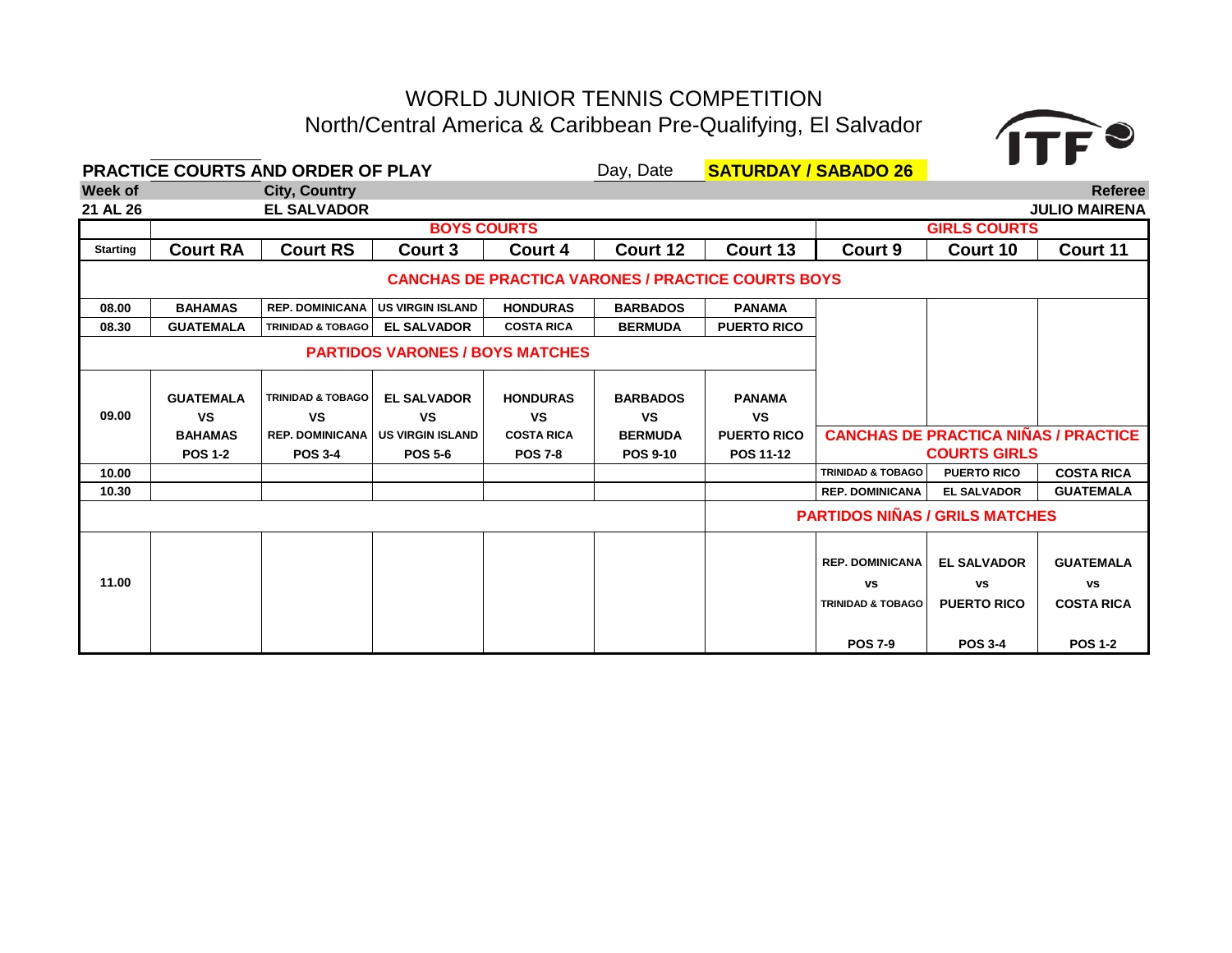# WORLD JUNIOR TENNIS COMPETITION

## North/Central America & Caribbean Pre-Qualifying, El Salvador

**PRACTICE COURTS AND ORDER OF PLAY** Day, Date **SATURDAY / SABADO 26**

| Week of | City, Country | Referee |
|---|---|---|
| 21 AL 26 | EL SALVADOR | JULIO MAIRENA |

| | BOYS COURTS | | | | | | GIRLS COURTS | | |
|---|---|---|---|---|---|---|---|---|---|
| **Starting** | **Court RA** | **Court RS** | **Court 3** | **Court 4** | **Court 12** | **Court 13** | **Court 9** | **Court 10** | **Court 11** |
| | **CANCHAS DE PRACTICA VARONES / PRACTICE COURTS BOYS** | | | | | | | | |
| 08.00 | BAHAMAS | REP. DOMINICANA | US VIRGIN ISLAND | HONDURAS | BARBADOS | PANAMA | | | |
| 08.30 | GUATEMALA | TRINIDAD & TOBAGO | EL SALVADOR | COSTA RICA | BERMUDA | PUERTO RICO | | | |
| | **PARTIDOS VARONES / BOYS MATCHES** | | | | | | | | |
| 09.00 | GUATEMALA VS BAHAMAS POS 1-2 | TRINIDAD & TOBAGO VS REP. DOMINICANA POS 3-4 | EL SALVADOR VS US VIRGIN ISLAND POS 5-6 | HONDURAS VS COSTA RICA POS 7-8 | BARBADOS VS BERMUDA POS 9-10 | PANAMA VS PUERTO RICO POS 11-12 | **CANCHAS DE PRACTICA NIÑAS / PRACTICE COURTS GIRLS** | | |
| 10.00 | | | | | | | TRINIDAD & TOBAGO | PUERTO RICO | COSTA RICA |
| 10.30 | | | | | | | REP. DOMINICANA | EL SALVADOR | GUATEMALA |
| | | | | | | | **PARTIDOS NIÑAS / GRILS MATCHES** | | |
| 11.00 | | | | | | | REP. DOMINICANA VS TRINIDAD & TOBAGO POS 7-9 | EL SALVADOR VS PUERTO RICO POS 3-4 | GUATEMALA VS COSTA RICA POS 1-2 |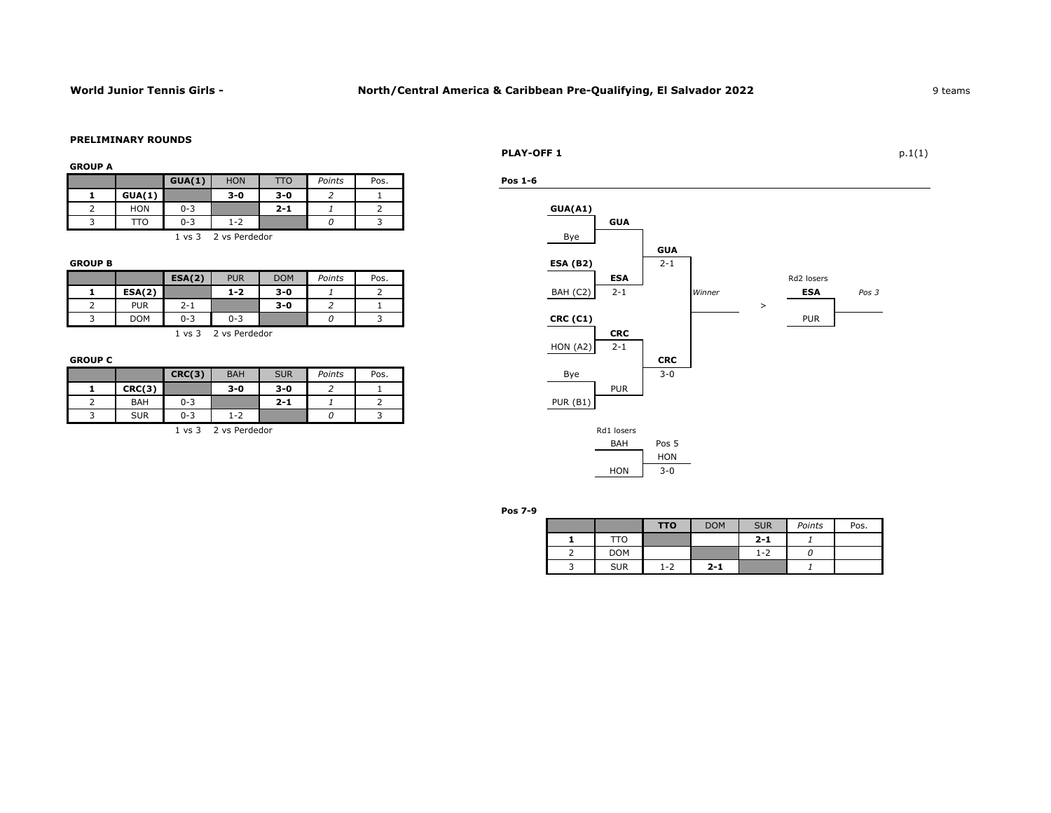**World Junior Tennis Girls -** **North/Central America & Caribbean Pre-Qualifying, El Salvador 2022** 9 teams

## PRELIMINARY ROUNDS

### GROUP A

| | | GUA(1) | HON | TTO | *Points* | Pos. |
|---|---|---|---|---|---|---|
| **1** | **GUA(1)** | | **3-0** | **3-0** | *2* | 1 |
| 2 | HON | 0-3 | | **2-1** | *1* | 2 |
| 3 | TTO | 0-3 | 1-2 | | *0* | 3 |

1 vs 3 2 vs Perdedor

### GROUP B

| | | ESA(2) | PUR | DOM | *Points* | Pos. |
|---|---|---|---|---|---|---|
| **1** | **ESA(2)** | | **1-2** | **3-0** | *1* | 2 |
| 2 | PUR | 2-1 | | **3-0** | *2* | 1 |
| 3 | DOM | 0-3 | 0-3 | | *0* | 3 |

1 vs 3 2 vs Perdedor

### GROUP C

| | | CRC(3) | BAH | SUR | *Points* | Pos. |
|---|---|---|---|---|---|---|
| **1** | **CRC(3)** | | **3-0** | **3-0** | *2* | 1 |
| 2 | BAH | 0-3 | | **2-1** | *1* | 2 |
| 3 | SUR | 0-3 | 1-2 | | *0* | 3 |

1 vs 3 2 vs Perdedor

## PLAY-OFF 1

### Pos 1-6

Round 1:
- **GUA(A1)** vs Bye → **GUA**
- **ESA (B2)** vs BAH (C2) → **ESA** 2-1
- **CRC (C1)** vs HON (A2) → **CRC** 2-1
- Bye vs PUR (B1) → PUR

Round 2:
- GUA vs ESA → **GUA** 2-1
- CRC vs PUR → **CRC** 3-0

Final: GUA vs CRC → *Winner*

Rd2 losers (*Pos 3*): **ESA** > PUR

Rd1 losers (Pos 5): BAH vs HON → HON 3-0

### Pos 7-9

| | | TTO | DOM | SUR | *Points* | Pos. |
|---|---|---|---|---|---|---|
| **1** | TTO | | | **2-1** | *1* | |
| 2 | DOM | | | 1-2 | *0* | |
| 3 | SUR | 1-2 | **2-1** | | *1* | |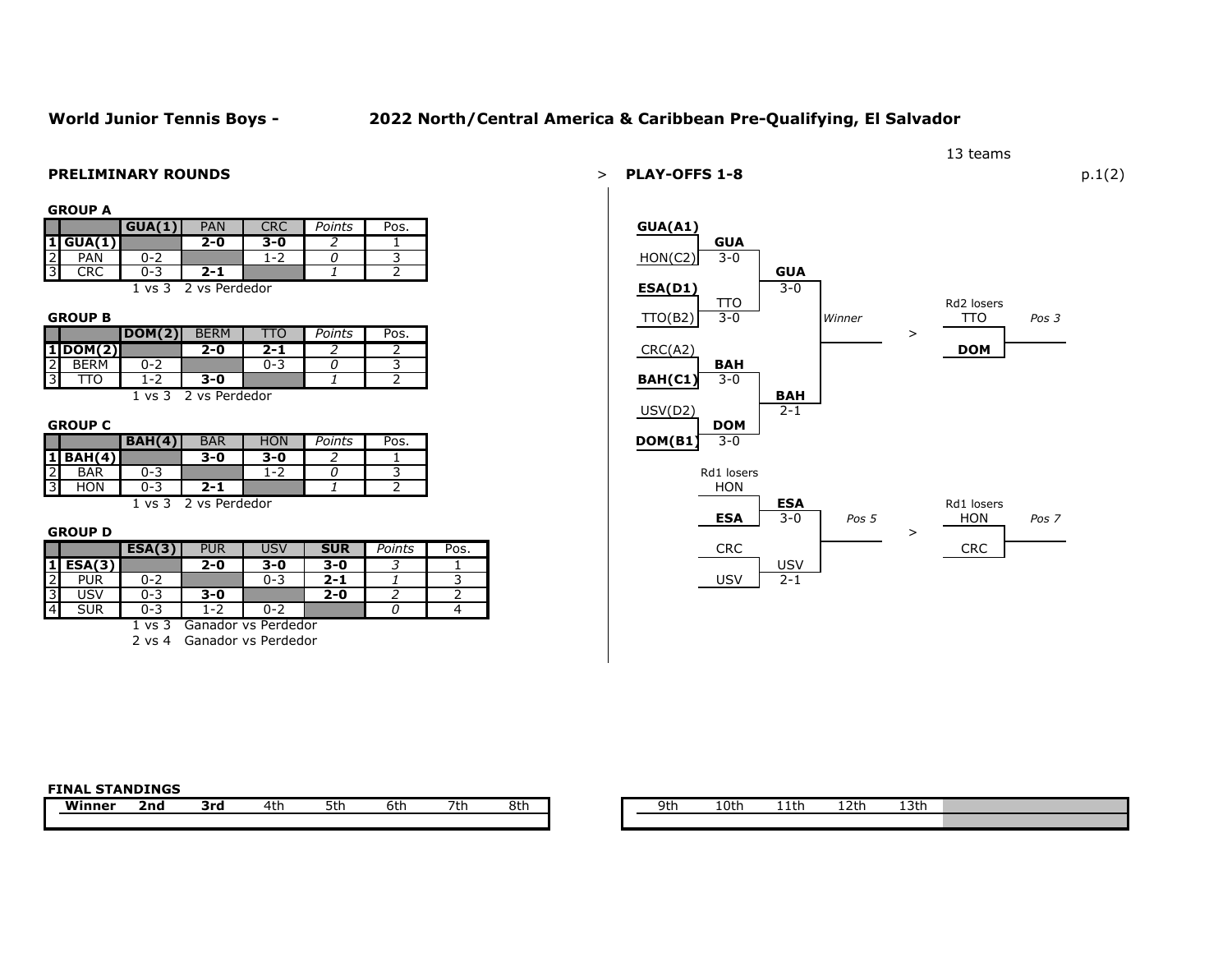# World Junior Tennis Boys - 2022 North/Central America & Caribbean Pre-Qualifying, El Salvador

13 teams

## PRELIMINARY ROUNDS

### GROUP A

| | | GUA(1) | PAN | CRC | Points | Pos. |
|---|---|---|---|---|---|---|
| 1 | **GUA(1)** | | **2-0** | **3-0** | *2* | 1 |
| 2 | PAN | 0-2 | | 1-2 | *0* | 3 |
| 3 | CRC | 0-3 | **2-1** | | *1* | 2 |

1 vs 3 2 vs Perdedor

### GROUP B

| | | DOM(2) | BERM | TTO | Points | Pos. |
|---|---|---|---|---|---|---|
| 1 | **DOM(2)** | | **2-0** | **2-1** | *2* | 2 |
| 2 | BERM | 0-2 | | 0-3 | *0* | 3 |
| 3 | TTO | 1-2 | **3-0** | | *1* | 2 |

1 vs 3 2 vs Perdedor

### GROUP C

| | | BAH(4) | BAR | HON | Points | Pos. |
|---|---|---|---|---|---|---|
| 1 | **BAH(4)** | | **3-0** | **3-0** | *2* | 1 |
| 2 | BAR | 0-3 | | 1-2 | *0* | 3 |
| 3 | HON | 0-3 | **2-1** | | *1* | 2 |

1 vs 3 2 vs Perdedor

### GROUP D

| | | ESA(3) | PUR | USV | SUR | Points | Pos. |
|---|---|---|---|---|---|---|---|
| 1 | **ESA(3)** | | **2-0** | **3-0** | **3-0** | *3* | 1 |
| 2 | PUR | 0-2 | | 0-3 | **2-1** | *1* | 3 |
| 3 | USV | 0-3 | **3-0** | | **2-0** | *2* | 2 |
| 4 | SUR | 0-3 | 1-2 | 0-2 | | *0* | 4 |

1 vs 3 Ganador vs Perdedor
2 vs 4 Ganador vs Perdedor

## PLAY-OFFS 1-8

**Round 1**
- **GUA(A1)** vs HON(C2): **GUA** 3-0
- **ESA(D1)** vs TTO(B2): TTO 3-0
- CRC(A2) vs **BAH(C1)**: **BAH** 3-0
- USV(D2) vs **DOM(B1)**: **DOM** 3-0

**Round 2**
- GUA vs TTO: **GUA** 3-0
- BAH vs DOM: **BAH** 2-1

**Final**
- GUA vs BAH: *Winner*

**Rd2 losers**
- TTO vs **DOM**: *Pos 3*

**Rd1 losers**
- HON vs **ESA**: **ESA** 3-0
- CRC vs USV: USV 2-1
- ESA vs USV: *Pos 5*

**Rd1 losers**
- HON vs CRC: *Pos 7*

## FINAL STANDINGS

| Winner | 2nd | 3rd | 4th | 5th | 6th | 7th | 8th |
|---|---|---|---|---|---|---|---|
| | | | | | | | |

| 9th | 10th | 11th | 12th | 13th |
|---|---|---|---|---|
| | | | | |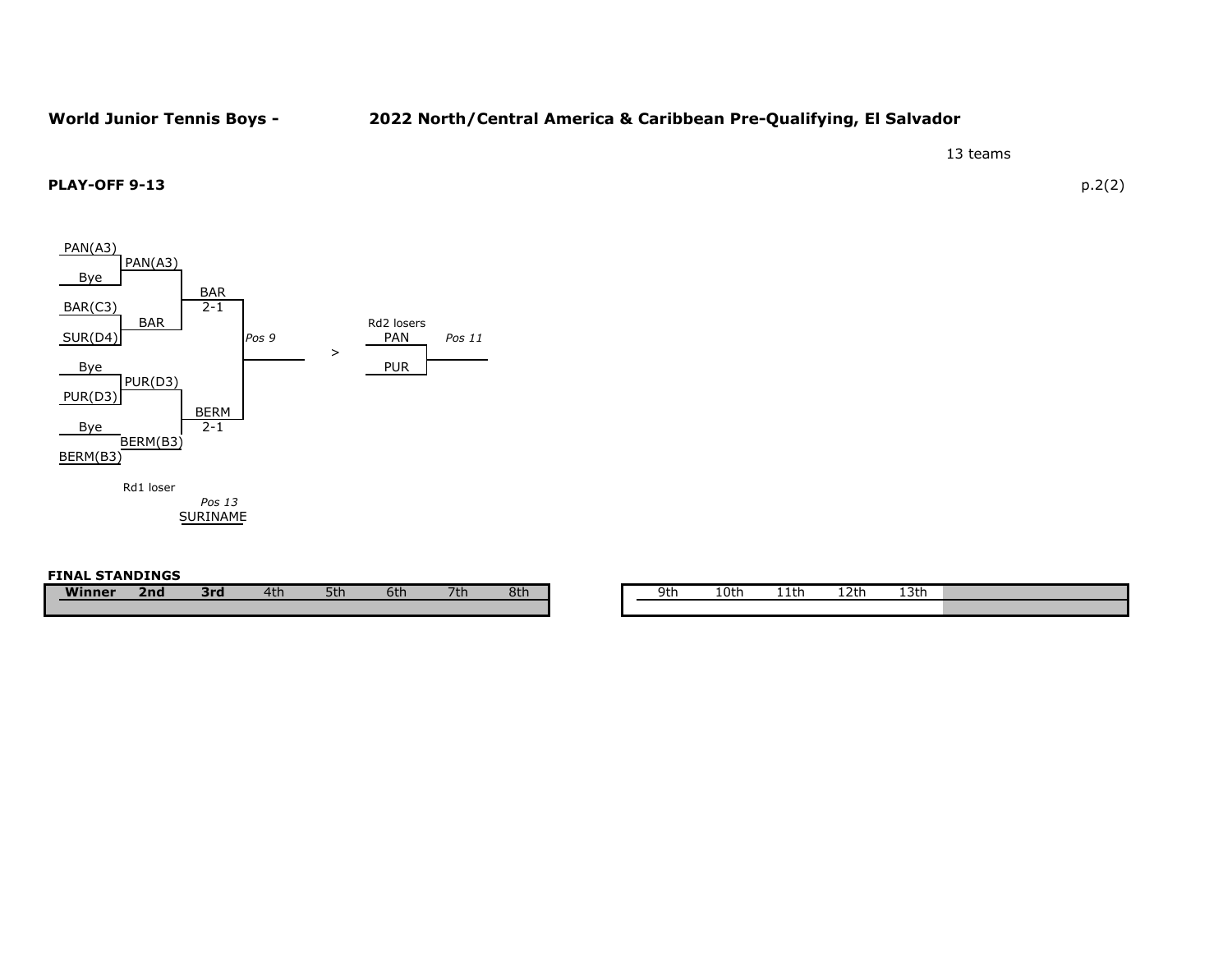**World Junior Tennis Boys - 2022 North/Central America & Caribbean Pre-Qualifying, El Salvador**

13 teams

**PLAY-OFF 9-13**

p.2(2)

| Round 1 | Round 2 | Semifinal | Final |
| --- | --- | --- | --- |
| PAN(A3) | PAN(A3) | | |
| Bye | | BAR 2-1 | |
| BAR(C3) | BAR | | |
| SUR(D4) | | | *Pos 9* |
| Bye | PUR(D3) | | |
| PUR(D3) | | BERM 2-1 | |
| Bye | BERM(B3) | | |
| BERM(B3) | | | |

Rd2 losers: PAN vs PUR — *Pos 11*

Rd1 loser — *Pos 13*: SURINAME

**FINAL STANDINGS**

| **Winner** | **2nd** | **3rd** | 4th | 5th | 6th | 7th | 8th |
| --- | --- | --- | --- | --- | --- | --- | --- |
| | | | | | | | |

| 9th | 10th | 11th | 12th | 13th |
| --- | --- | --- | --- | --- |
| | | | | |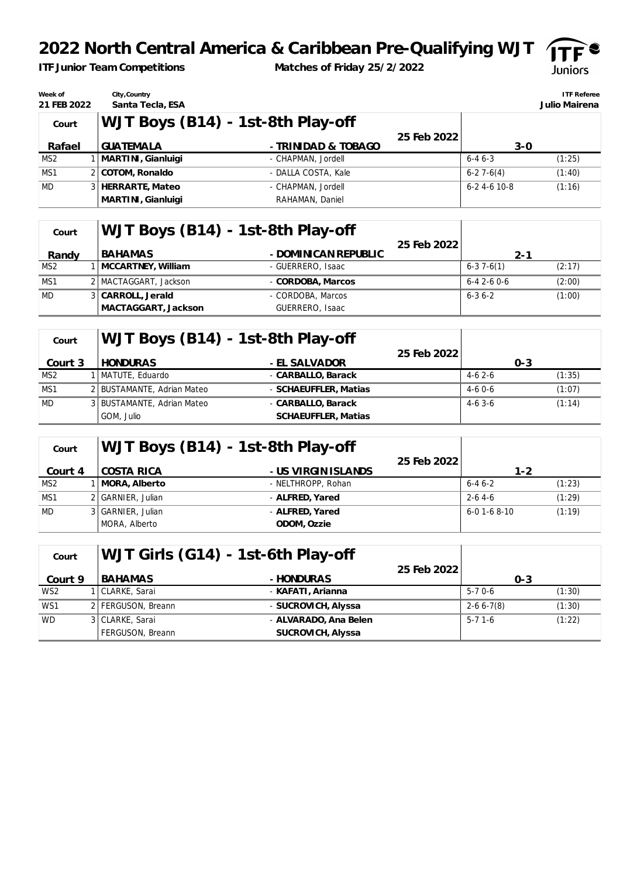# 2022 North Central America & Caribbean Pre-Qualifying WJT

**ITF Junior Team Competitions** — **Matches of Friday 25/2/2022**

| Week of | City,Country | ITF Referee |
|---|---|---|
| 21 FEB 2022 | Santa Tecla, ESA | Julio Mairena |

## WJT Boys (B14) - 1st-8th Play-off

| Court: Rafael | | GUATEMALA | - TRINIDAD & TOBAGO | 25 Feb 2022 | 3-0 | |
|---|---|---|---|---|---|---|
| MS2 | 1 | **MARTINI, Gianluigi** | - CHAPMAN, Jordell | | 6-4 6-3 | (1:25) |
| MS1 | 2 | **COTOM, Ronaldo** | - DALLA COSTA, Kale | | 6-2 7-6(4) | (1:40) |
| MD | 3 | **HERRARTE, Mateo** / **MARTINI, Gianluigi** | - CHAPMAN, Jordell / RAHAMAN, Daniel | | 6-2 4-6 10-8 | (1:16) |

## WJT Boys (B14) - 1st-8th Play-off

| Court: Randy | | BAHAMAS | - DOMINICAN REPUBLIC | 25 Feb 2022 | 2-1 | |
|---|---|---|---|---|---|---|
| MS2 | 1 | **MCCARTNEY, William** | - GUERRERO, Isaac | | 6-3 7-6(1) | (2:17) |
| MS1 | 2 | MACTAGGART, Jackson | - **CORDOBA, Marcos** | | 6-4 2-6 0-6 | (2:00) |
| MD | 3 | **CARROLL, Jerald** / **MACTAGGART, Jackson** | - CORDOBA, Marcos / GUERRERO, Isaac | | 6-3 6-2 | (1:00) |

## WJT Boys (B14) - 1st-8th Play-off

| Court: Court 3 | | HONDURAS | - EL SALVADOR | 25 Feb 2022 | 0-3 | |
|---|---|---|---|---|---|---|
| MS2 | 1 | MATUTE, Eduardo | - **CARBALLO, Barack** | | 4-6 2-6 | (1:35) |
| MS1 | 2 | BUSTAMANTE, Adrian Mateo | - **SCHAEUFFLER, Matias** | | 4-6 0-6 | (1:07) |
| MD | 3 | BUSTAMANTE, Adrian Mateo / GOM, Julio | - **CARBALLO, Barack** / **SCHAEUFFLER, Matias** | | 4-6 3-6 | (1:14) |

## WJT Boys (B14) - 1st-8th Play-off

| Court: Court 4 | | COSTA RICA | - US VIRGIN ISLANDS | 25 Feb 2022 | 1-2 | |
|---|---|---|---|---|---|---|
| MS2 | 1 | **MORA, Alberto** | - NELTHROPP, Rohan | | 6-4 6-2 | (1:23) |
| MS1 | 2 | GARNIER, Julian | - **ALFRED, Yared** | | 2-6 4-6 | (1:29) |
| MD | 3 | GARNIER, Julian / MORA, Alberto | - **ALFRED, Yared** / **ODOM, Ozzie** | | 6-0 1-6 8-10 | (1:19) |

## WJT Girls (G14) - 1st-6th Play-off

| Court: Court 9 | | BAHAMAS | - HONDURAS | 25 Feb 2022 | 0-3 | |
|---|---|---|---|---|---|---|
| WS2 | 1 | CLARKE, Sarai | - **KAFATI, Arianna** | | 5-7 0-6 | (1:30) |
| WS1 | 2 | FERGUSON, Breann | - **SUCROVICH, Alyssa** | | 2-6 6-7(8) | (1:30) |
| WD | 3 | CLARKE, Sarai / FERGUSON, Breann | - **ALVARADO, Ana Belen** / **SUCROVICH, Alyssa** | | 5-7 1-6 | (1:22) |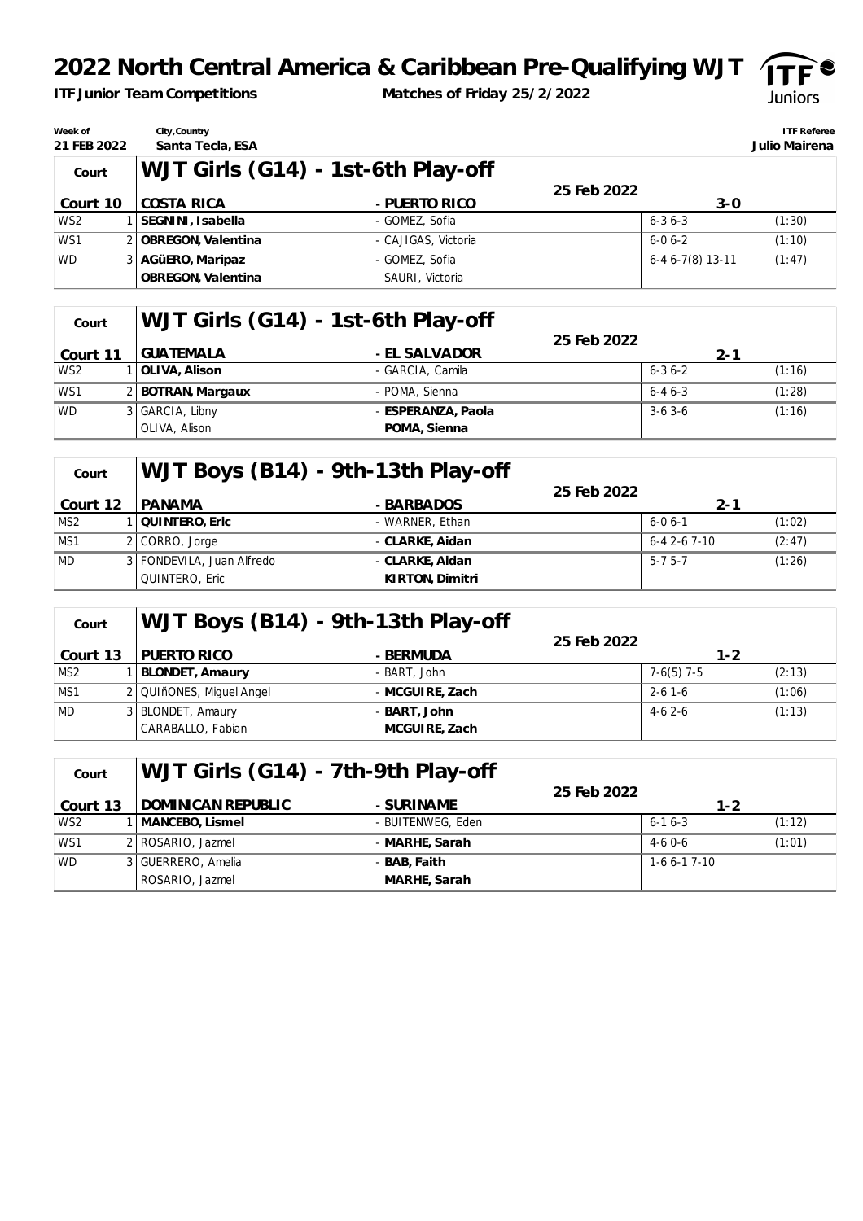# 2022 North Central America & Caribbean Pre-Qualifying WJT

**ITF Junior Team Competitions** | **Matches of Friday 25/2/2022**

Juniors

**Week of**
**21 FEB 2022**

**City,Country**
**Santa Tecla, ESA**

**ITF Referee**
**Julio Mairena**

| Court | WJT Girls (G14) - 1st-6th Play-off | | 25 Feb 2022 | | |
|---|---|---|---|---|---|
| Court 10 | **COSTA RICA** | **- PUERTO RICO** | | **3-0** | |
| WS2 | 1 **SEGNINI, Isabella** | - GOMEZ, Sofia | | 6-3 6-3 | (1:30) |
| WS1 | 2 **OBREGON, Valentina** | - CAJIGAS, Victoria | | 6-0 6-2 | (1:10) |
| WD | 3 **AGüERO, Maripaz** **OBREGON, Valentina** | - GOMEZ, Sofia SAURI, Victoria | | 6-4 6-7(8) 13-11 | (1:47) |

| Court | WJT Girls (G14) - 1st-6th Play-off | | 25 Feb 2022 | | |
|---|---|---|---|---|---|
| Court 11 | **GUATEMALA** | **- EL SALVADOR** | | **2-1** | |
| WS2 | 1 **OLIVA, Alison** | - GARCIA, Camila | | 6-3 6-2 | (1:16) |
| WS1 | 2 **BOTRAN, Margaux** | - POMA, Sienna | | 6-4 6-3 | (1:28) |
| WD | 3 GARCIA, Libny OLIVA, Alison | - **ESPERANZA, Paola** **POMA, Sienna** | | 3-6 3-6 | (1:16) |

| Court | WJT Boys (B14) - 9th-13th Play-off | | 25 Feb 2022 | | |
|---|---|---|---|---|---|
| Court 12 | **PANAMA** | **- BARBADOS** | | **2-1** | |
| MS2 | 1 **QUINTERO, Eric** | - WARNER, Ethan | | 6-0 6-1 | (1:02) |
| MS1 | 2 CORRO, Jorge | - **CLARKE, Aidan** | | 6-4 2-6 7-10 | (2:47) |
| MD | 3 FONDEVILA, Juan Alfredo QUINTERO, Eric | - **CLARKE, Aidan** **KIRTON, Dimitri** | | 5-7 5-7 | (1:26) |

| Court | WJT Boys (B14) - 9th-13th Play-off | | 25 Feb 2022 | | |
|---|---|---|---|---|---|
| Court 13 | **PUERTO RICO** | **- BERMUDA** | | **1-2** | |
| MS2 | 1 **BLONDET, Amaury** | - BART, John | | 7-6(5) 7-5 | (2:13) |
| MS1 | 2 QUIñONES, Miguel Angel | - **MCGUIRE, Zach** | | 2-6 1-6 | (1:06) |
| MD | 3 BLONDET, Amaury CARABALLO, Fabian | - **BART, John** **MCGUIRE, Zach** | | 4-6 2-6 | (1:13) |

| Court | WJT Girls (G14) - 7th-9th Play-off | | 25 Feb 2022 | | |
|---|---|---|---|---|---|
| Court 13 | **DOMINICAN REPUBLIC** | **- SURINAME** | | **1-2** | |
| WS2 | 1 **MANCEBO, Lismel** | - BUITENWEG, Eden | | 6-1 6-3 | (1:12) |
| WS1 | 2 ROSARIO, Jazmel | - **MARHE, Sarah** | | 4-6 0-6 | (1:01) |
| WD | 3 GUERRERO, Amelia ROSARIO, Jazmel | - **BAB, Faith** **MARHE, Sarah** | | 1-6 6-1 7-10 | |